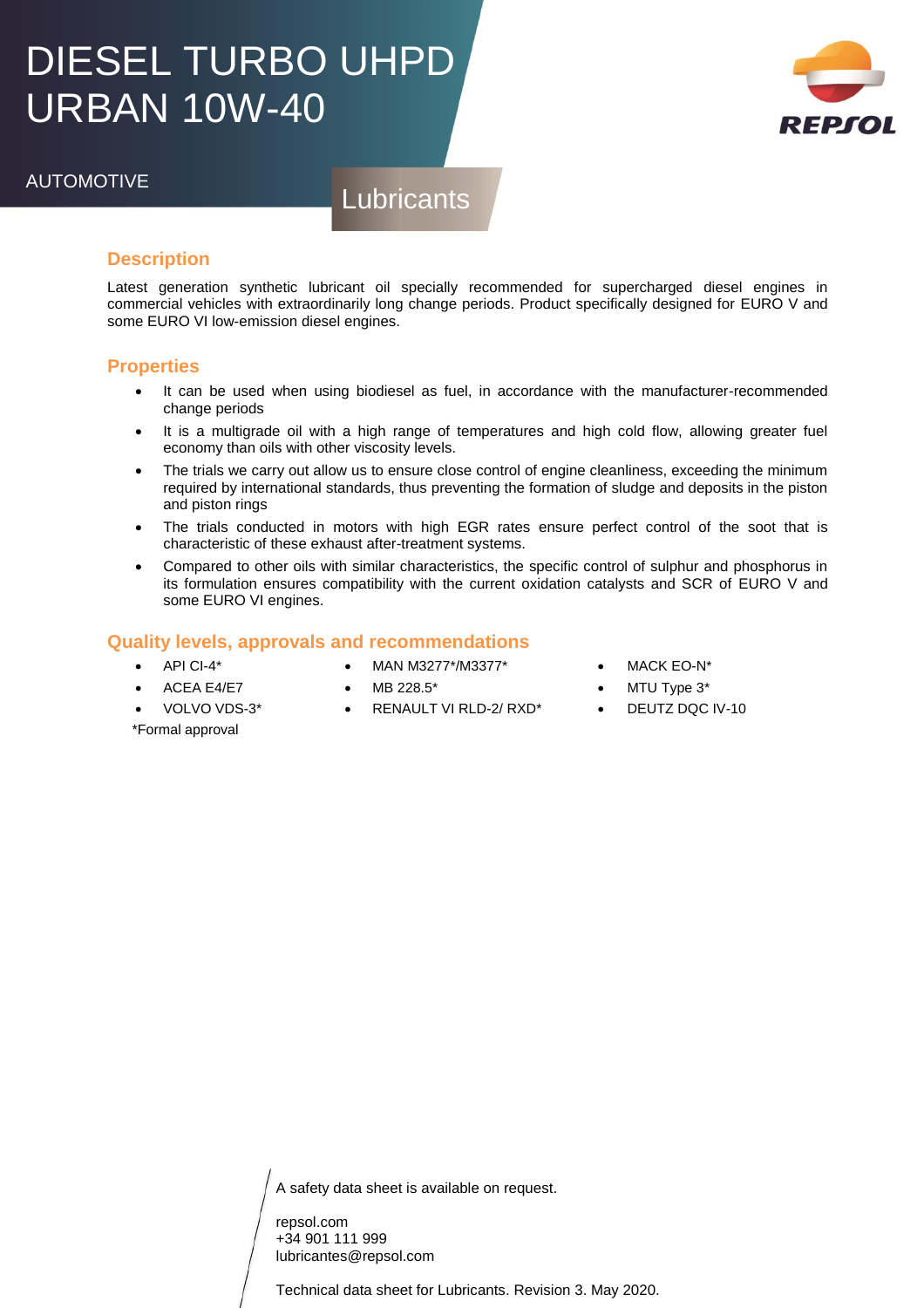# DIESEL TURBO UHPD URBAN 10W-40

AUTOMOTIVE

Lubricants

## Description

Latest generation synthetic lubricant oil specially recommended for supercharged diesel engines in commercial vehicles with extraordinarily long change periods. Product specifically designed for EURO V and some EURO VI low-emission diesel engines.

## Properties

- It can be used when using biodiesel as fuel, in accordance with the manufacturer-recommended change periods
- It is a multigrade oil with a high range of temperatures and high cold flow, allowing greater fuel economy than oils with other viscosity levels.
- The trials we carry out allow us to ensure close control of engine cleanliness, exceeding the minimum required by international standards, thus preventing the formation of sludge and deposits in the piston and piston rings
- The trials conducted in motors with high EGR rates ensure perfect control of the soot that is characteristic of these exhaust after-treatment systems.
- Compared to other oils with similar characteristics, the specific control of sulphur and phosphorus in its formulation ensures compatibility with the current oxidation catalysts and SCR of EURO V and some EURO VI engines.

## Quality levels, approvals and recommendations

- API CI-4*
- ACEA E4/E7
- VOLVO VDS-3*
- MAN M3277*/M3377*
- MB 228.5*
- RENAULT VI RLD-2/ RXD*
- MACK EO-N*
- MTU Type 3*
- DEUTZ DQC IV-10

*Formal approval

A safety data sheet is available on request.

repsol.com
+34 901 111 999
lubricantes@repsol.com

Technical data sheet for Lubricants. Revision 3. May 2020.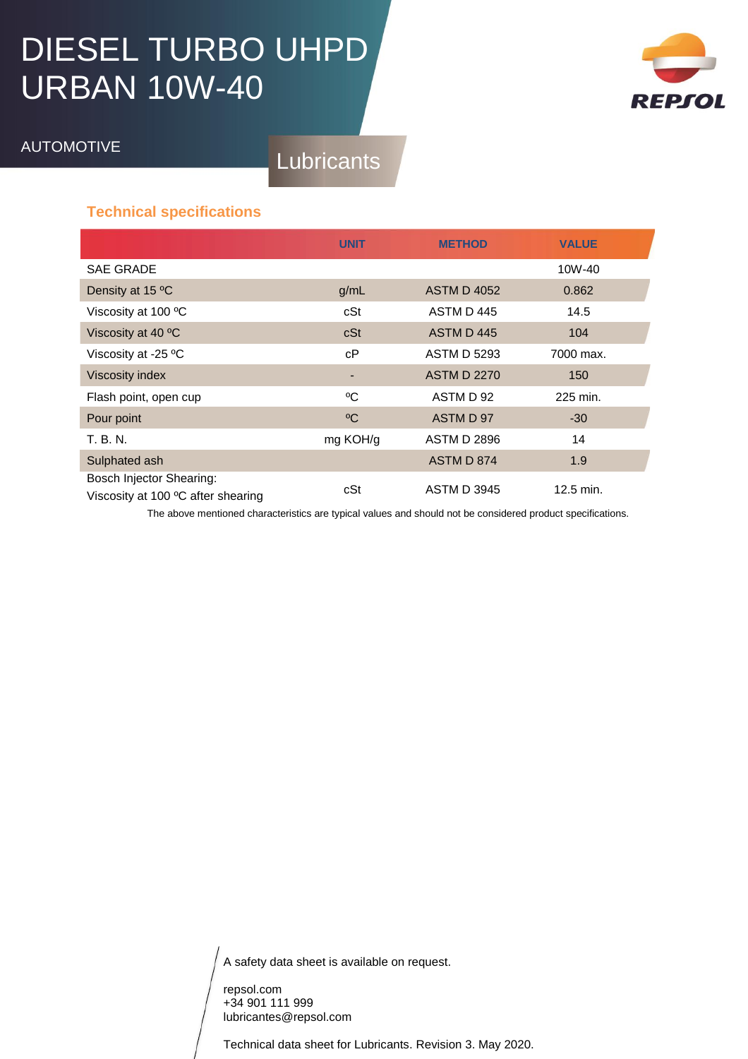# DIESEL TURBO UHPD URBAN 10W-40

AUTOMOTIVE

Lubricants

## Technical specifications

| | UNIT | METHOD | VALUE |
|---|---|---|---|
| SAE GRADE | | | 10W-40 |
| Density at 15 ºC | g/mL | ASTM D 4052 | 0.862 |
| Viscosity at 100 ºC | cSt | ASTM D 445 | 14.5 |
| Viscosity at 40 ºC | cSt | ASTM D 445 | 104 |
| Viscosity at -25 ºC | cP | ASTM D 5293 | 7000 max. |
| Viscosity index | - | ASTM D 2270 | 150 |
| Flash point, open cup | ºC | ASTM D 92 | 225 min. |
| Pour point | ºC | ASTM D 97 | -30 |
| T. B. N. | mg KOH/g | ASTM D 2896 | 14 |
| Sulphated ash | | ASTM D 874 | 1.9 |
| Bosch Injector Shearing: Viscosity at 100 ºC after shearing | cSt | ASTM D 3945 | 12.5 min. |

The above mentioned characteristics are typical values and should not be considered product specifications.

A safety data sheet is available on request.

repsol.com
+34 901 111 999
lubricantes@repsol.com

Technical data sheet for Lubricants. Revision 3. May 2020.